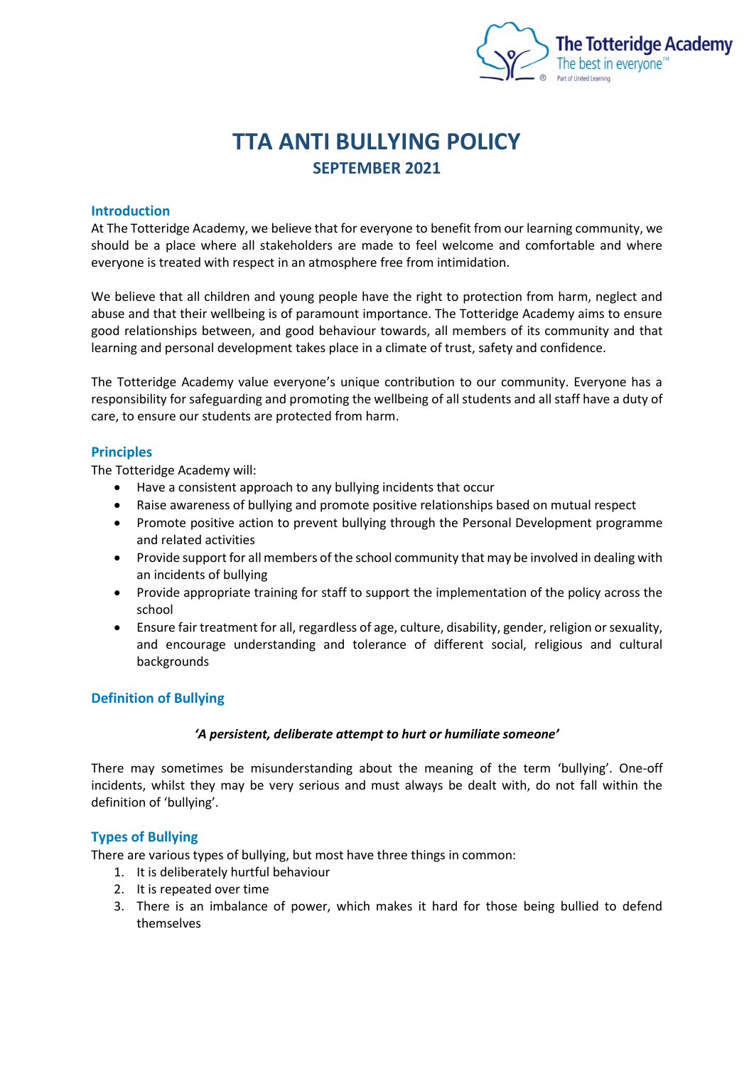# TTA ANTI BULLYING POLICY

## SEPTEMBER 2021

### Introduction

At The Totteridge Academy, we believe that for everyone to benefit from our learning community, we should be a place where all stakeholders are made to feel welcome and comfortable and where everyone is treated with respect in an atmosphere free from intimidation.

We believe that all children and young people have the right to protection from harm, neglect and abuse and that their wellbeing is of paramount importance. The Totteridge Academy aims to ensure good relationships between, and good behaviour towards, all members of its community and that learning and personal development takes place in a climate of trust, safety and confidence.

The Totteridge Academy value everyone's unique contribution to our community. Everyone has a responsibility for safeguarding and promoting the wellbeing of all students and all staff have a duty of care, to ensure our students are protected from harm.

### Principles

The Totteridge Academy will:

- Have a consistent approach to any bullying incidents that occur
- Raise awareness of bullying and promote positive relationships based on mutual respect
- Promote positive action to prevent bullying through the Personal Development programme and related activities
- Provide support for all members of the school community that may be involved in dealing with an incidents of bullying
- Provide appropriate training for staff to support the implementation of the policy across the school
- Ensure fair treatment for all, regardless of age, culture, disability, gender, religion or sexuality, and encourage understanding and tolerance of different social, religious and cultural backgrounds

### Definition of Bullying

***'A persistent, deliberate attempt to hurt or humiliate someone'***

There may sometimes be misunderstanding about the meaning of the term 'bullying'. One-off incidents, whilst they may be very serious and must always be dealt with, do not fall within the definition of 'bullying'.

### Types of Bullying

There are various types of bullying, but most have three things in common:

1. It is deliberately hurtful behaviour
2. It is repeated over time
3. There is an imbalance of power, which makes it hard for those being bullied to defend themselves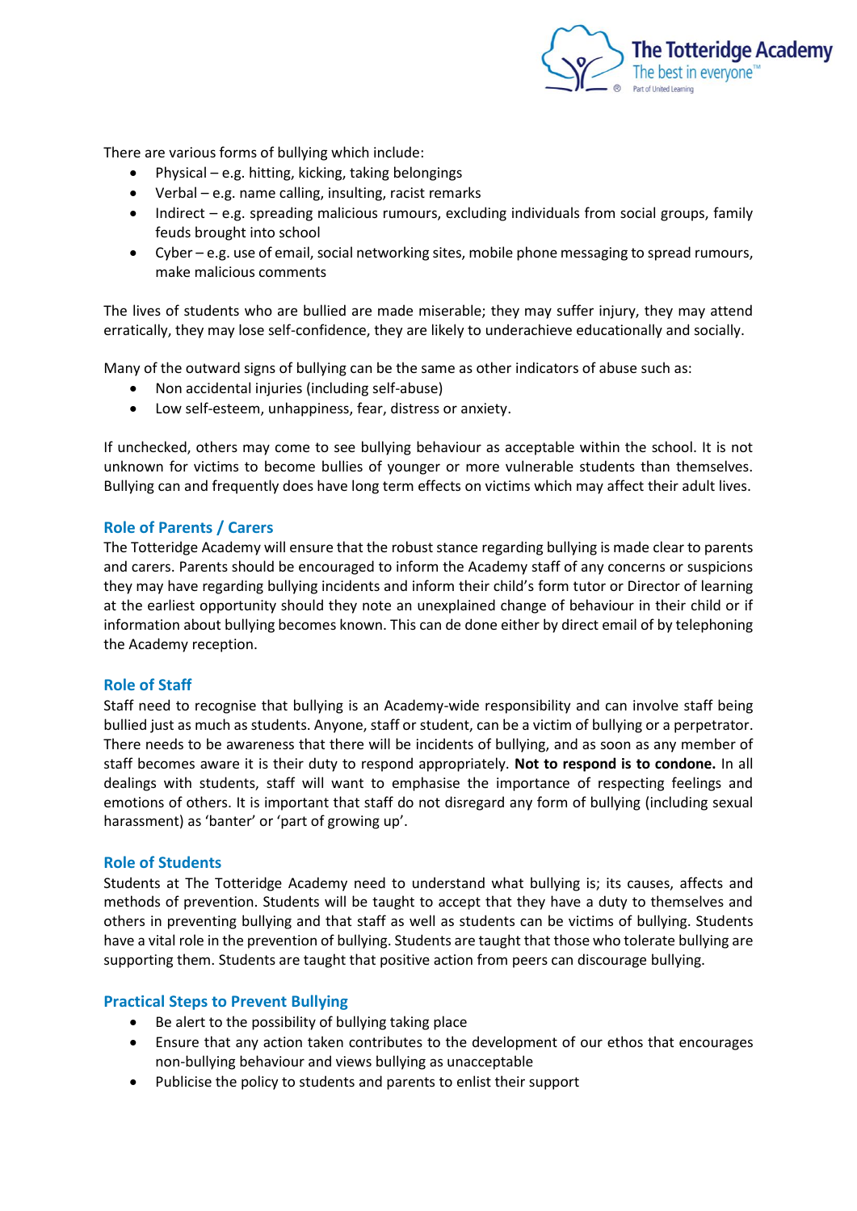There are various forms of bullying which include:

- Physical – e.g. hitting, kicking, taking belongings
- Verbal – e.g. name calling, insulting, racist remarks
- Indirect – e.g. spreading malicious rumours, excluding individuals from social groups, family feuds brought into school
- Cyber – e.g. use of email, social networking sites, mobile phone messaging to spread rumours, make malicious comments

The lives of students who are bullied are made miserable; they may suffer injury, they may attend erratically, they may lose self-confidence, they are likely to underachieve educationally and socially.

Many of the outward signs of bullying can be the same as other indicators of abuse such as:

- Non accidental injuries (including self-abuse)
- Low self-esteem, unhappiness, fear, distress or anxiety.

If unchecked, others may come to see bullying behaviour as acceptable within the school. It is not unknown for victims to become bullies of younger or more vulnerable students than themselves. Bullying can and frequently does have long term effects on victims which may affect their adult lives.

## Role of Parents / Carers

The Totteridge Academy will ensure that the robust stance regarding bullying is made clear to parents and carers. Parents should be encouraged to inform the Academy staff of any concerns or suspicions they may have regarding bullying incidents and inform their child's form tutor or Director of learning at the earliest opportunity should they note an unexplained change of behaviour in their child or if information about bullying becomes known. This can de done either by direct email of by telephoning the Academy reception.

## Role of Staff

Staff need to recognise that bullying is an Academy-wide responsibility and can involve staff being bullied just as much as students. Anyone, staff or student, can be a victim of bullying or a perpetrator. There needs to be awareness that there will be incidents of bullying, and as soon as any member of staff becomes aware it is their duty to respond appropriately. **Not to respond is to condone.** In all dealings with students, staff will want to emphasise the importance of respecting feelings and emotions of others. It is important that staff do not disregard any form of bullying (including sexual harassment) as 'banter' or 'part of growing up'.

## Role of Students

Students at The Totteridge Academy need to understand what bullying is; its causes, affects and methods of prevention. Students will be taught to accept that they have a duty to themselves and others in preventing bullying and that staff as well as students can be victims of bullying. Students have a vital role in the prevention of bullying. Students are taught that those who tolerate bullying are supporting them. Students are taught that positive action from peers can discourage bullying.

## Practical Steps to Prevent Bullying

- Be alert to the possibility of bullying taking place
- Ensure that any action taken contributes to the development of our ethos that encourages non-bullying behaviour and views bullying as unacceptable
- Publicise the policy to students and parents to enlist their support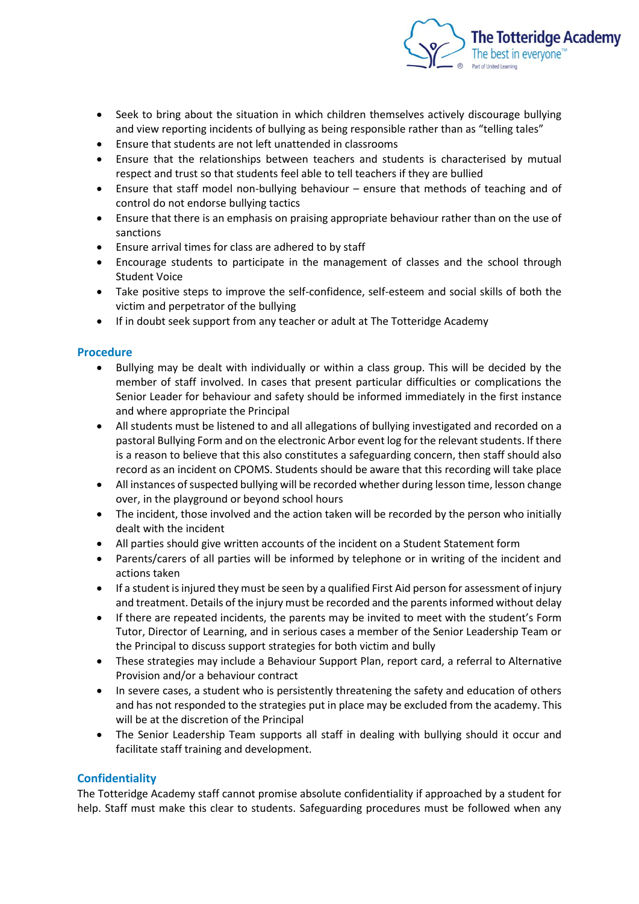- Seek to bring about the situation in which children themselves actively discourage bullying and view reporting incidents of bullying as being responsible rather than as "telling tales"
- Ensure that students are not left unattended in classrooms
- Ensure that the relationships between teachers and students is characterised by mutual respect and trust so that students feel able to tell teachers if they are bullied
- Ensure that staff model non-bullying behaviour – ensure that methods of teaching and of control do not endorse bullying tactics
- Ensure that there is an emphasis on praising appropriate behaviour rather than on the use of sanctions
- Ensure arrival times for class are adhered to by staff
- Encourage students to participate in the management of classes and the school through Student Voice
- Take positive steps to improve the self-confidence, self-esteem and social skills of both the victim and perpetrator of the bullying
- If in doubt seek support from any teacher or adult at The Totteridge Academy

## Procedure

- Bullying may be dealt with individually or within a class group. This will be decided by the member of staff involved. In cases that present particular difficulties or complications the Senior Leader for behaviour and safety should be informed immediately in the first instance and where appropriate the Principal
- All students must be listened to and all allegations of bullying investigated and recorded on a pastoral Bullying Form and on the electronic Arbor event log for the relevant students. If there is a reason to believe that this also constitutes a safeguarding concern, then staff should also record as an incident on CPOMS. Students should be aware that this recording will take place
- All instances of suspected bullying will be recorded whether during lesson time, lesson change over, in the playground or beyond school hours
- The incident, those involved and the action taken will be recorded by the person who initially dealt with the incident
- All parties should give written accounts of the incident on a Student Statement form
- Parents/carers of all parties will be informed by telephone or in writing of the incident and actions taken
- If a student is injured they must be seen by a qualified First Aid person for assessment of injury and treatment. Details of the injury must be recorded and the parents informed without delay
- If there are repeated incidents, the parents may be invited to meet with the student's Form Tutor, Director of Learning, and in serious cases a member of the Senior Leadership Team or the Principal to discuss support strategies for both victim and bully
- These strategies may include a Behaviour Support Plan, report card, a referral to Alternative Provision and/or a behaviour contract
- In severe cases, a student who is persistently threatening the safety and education of others and has not responded to the strategies put in place may be excluded from the academy. This will be at the discretion of the Principal
- The Senior Leadership Team supports all staff in dealing with bullying should it occur and facilitate staff training and development.

## Confidentiality

The Totteridge Academy staff cannot promise absolute confidentiality if approached by a student for help. Staff must make this clear to students. Safeguarding procedures must be followed when any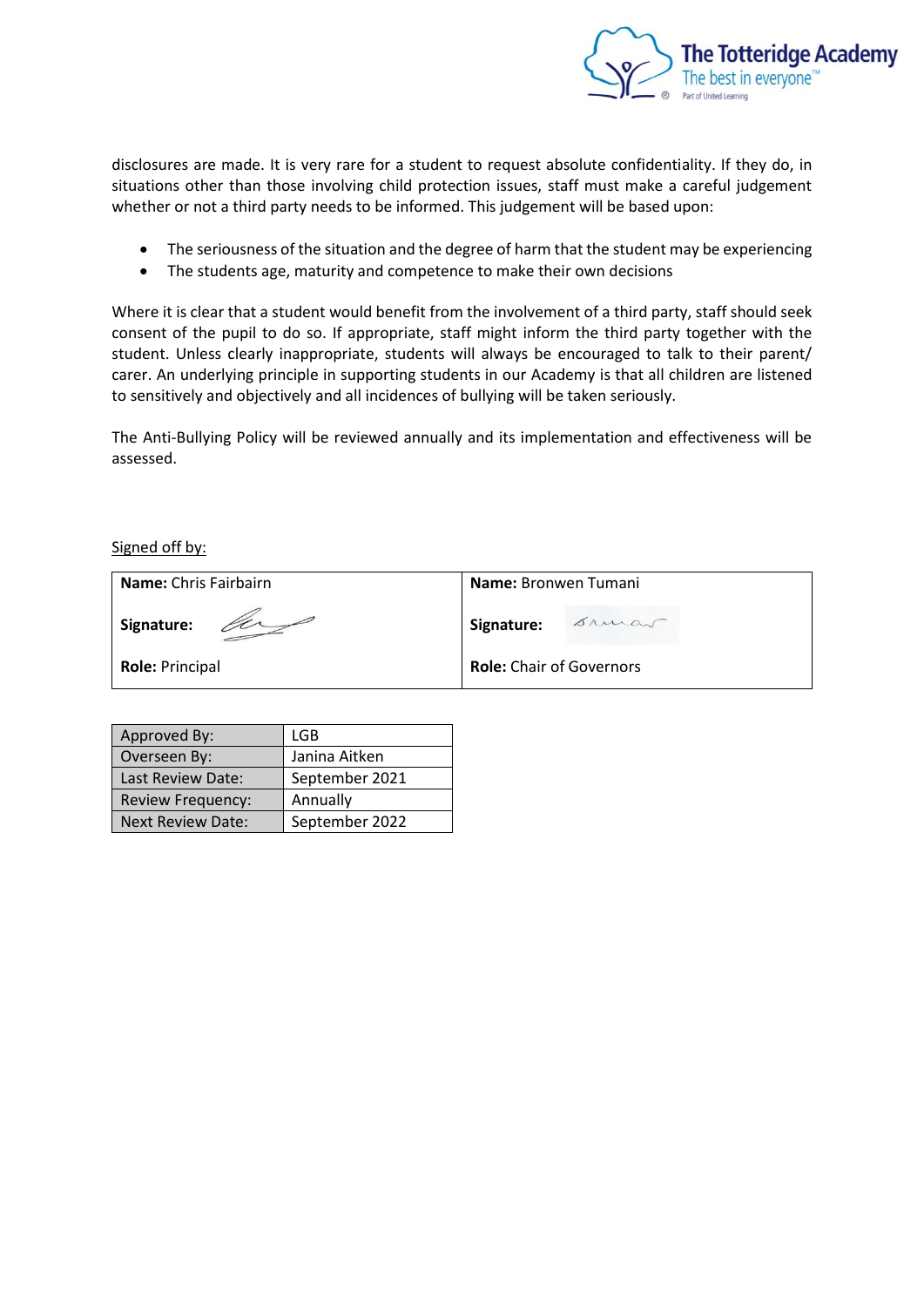disclosures are made. It is very rare for a student to request absolute confidentiality. If they do, in situations other than those involving child protection issues, staff must make a careful judgement whether or not a third party needs to be informed. This judgement will be based upon:

- The seriousness of the situation and the degree of harm that the student may be experiencing
- The students age, maturity and competence to make their own decisions

Where it is clear that a student would benefit from the involvement of a third party, staff should seek consent of the pupil to do so. If appropriate, staff might inform the third party together with the student. Unless clearly inappropriate, students will always be encouraged to talk to their parent/ carer. An underlying principle in supporting students in our Academy is that all children are listened to sensitively and objectively and all incidences of bullying will be taken seriously.

The Anti-Bullying Policy will be reviewed annually and its implementation and effectiveness will be assessed.

Signed off by:

| | |
|---|---|
| **Name:** Chris Fairbairn<br><br>**Signature:**<br><br>**Role:** Principal | **Name:** Bronwen Tumani<br><br>**Signature:**<br><br>**Role:** Chair of Governors |

| | |
|---|---|
| Approved By: | LGB |
| Overseen By: | Janina Aitken |
| Last Review Date: | September 2021 |
| Review Frequency: | Annually |
| Next Review Date: | September 2022 |